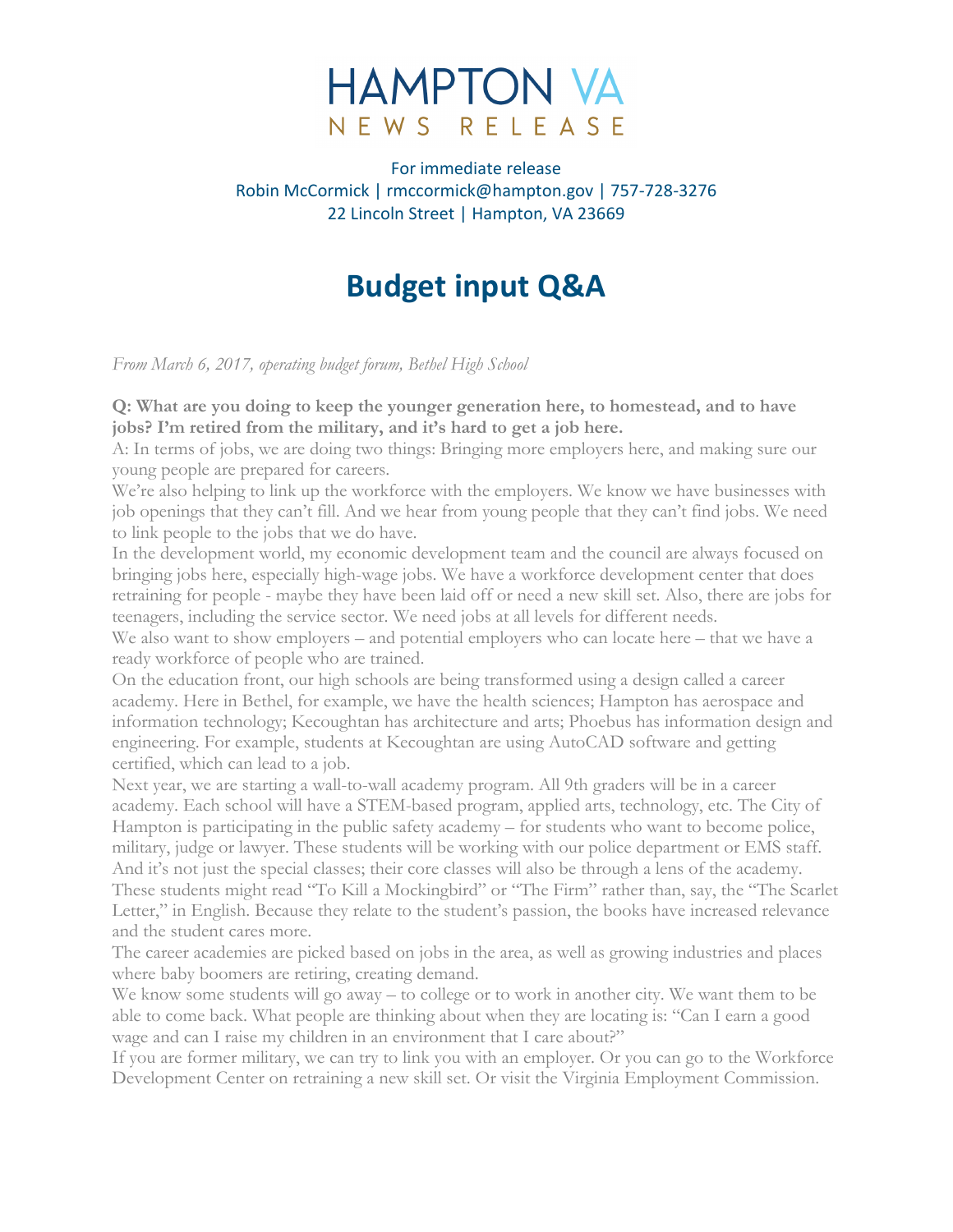HAMPTON VA
NEWS RELEASE

For immediate release
Robin McCormick | rmccormick@hampton.gov | 757-728-3276
22 Lincoln Street | Hampton, VA 23669

# Budget input Q&A

*From March 6, 2017, operating budget forum, Bethel High School*

**Q: What are you doing to keep the younger generation here, to homestead, and to have jobs? I'm retired from the military, and it's hard to get a job here.**

A: In terms of jobs, we are doing two things: Bringing more employers here, and making sure our young people are prepared for careers.

We're also helping to link up the workforce with the employers. We know we have businesses with job openings that they can't fill. And we hear from young people that they can't find jobs. We need to link people to the jobs that we do have.

In the development world, my economic development team and the council are always focused on bringing jobs here, especially high-wage jobs. We have a workforce development center that does retraining for people - maybe they have been laid off or need a new skill set. Also, there are jobs for teenagers, including the service sector. We need jobs at all levels for different needs.

We also want to show employers – and potential employers who can locate here – that we have a ready workforce of people who are trained.

On the education front, our high schools are being transformed using a design called a career academy. Here in Bethel, for example, we have the health sciences; Hampton has aerospace and information technology; Kecoughtan has architecture and arts; Phoebus has information design and engineering. For example, students at Kecoughtan are using AutoCAD software and getting certified, which can lead to a job.

Next year, we are starting a wall-to-wall academy program. All 9th graders will be in a career academy. Each school will have a STEM-based program, applied arts, technology, etc. The City of Hampton is participating in the public safety academy – for students who want to become police, military, judge or lawyer. These students will be working with our police department or EMS staff. And it's not just the special classes; their core classes will also be through a lens of the academy. These students might read "To Kill a Mockingbird" or "The Firm" rather than, say, the "The Scarlet Letter," in English. Because they relate to the student's passion, the books have increased relevance and the student cares more.

The career academies are picked based on jobs in the area, as well as growing industries and places where baby boomers are retiring, creating demand.

We know some students will go away – to college or to work in another city. We want them to be able to come back. What people are thinking about when they are locating is: "Can I earn a good wage and can I raise my children in an environment that I care about?"

If you are former military, we can try to link you with an employer. Or you can go to the Workforce Development Center on retraining a new skill set. Or visit the Virginia Employment Commission.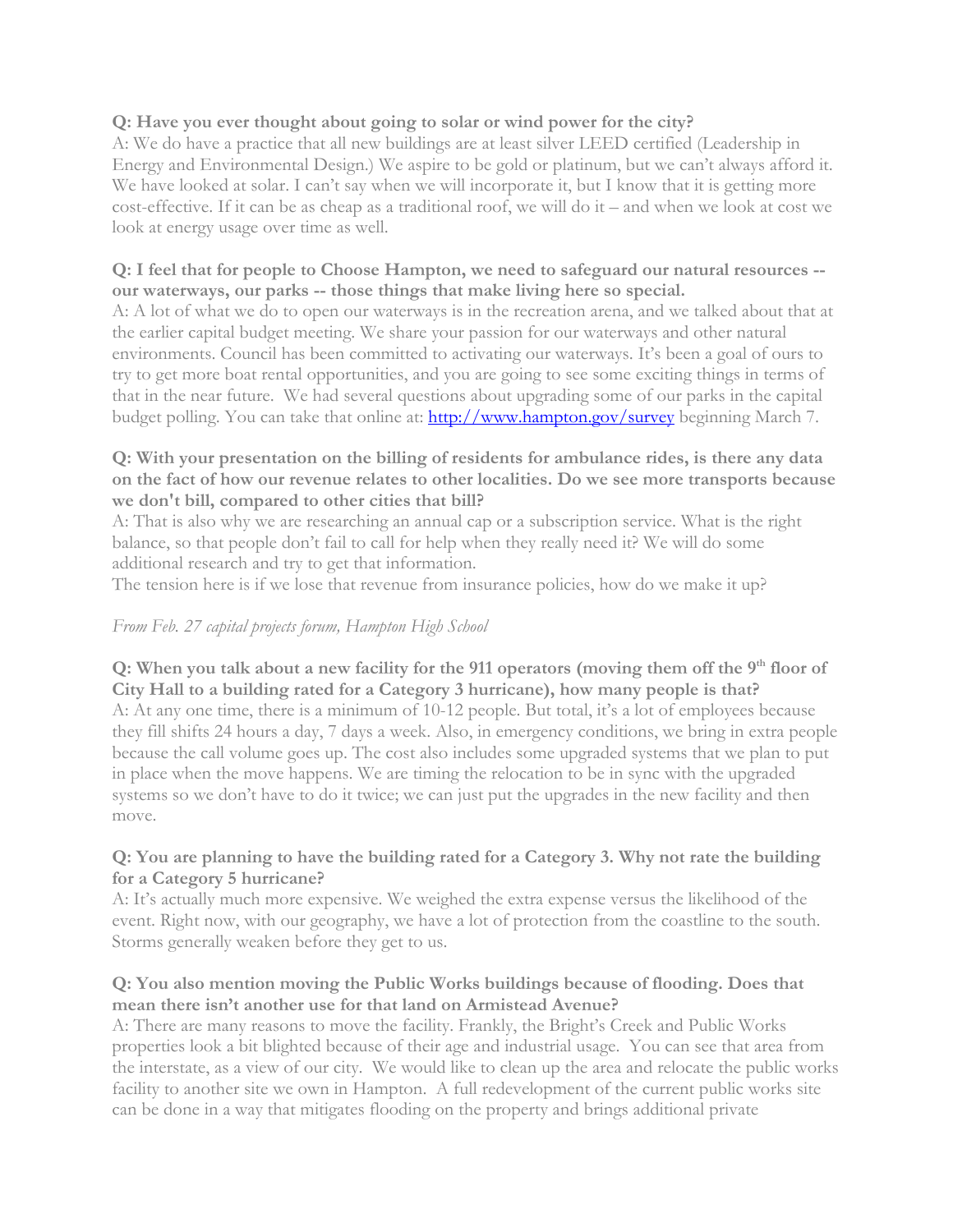**Q: Have you ever thought about going to solar or wind power for the city?**
A: We do have a practice that all new buildings are at least silver LEED certified (Leadership in Energy and Environmental Design.) We aspire to be gold or platinum, but we can't always afford it. We have looked at solar. I can't say when we will incorporate it, but I know that it is getting more cost-effective. If it can be as cheap as a traditional roof, we will do it – and when we look at cost we look at energy usage over time as well.

**Q: I feel that for people to Choose Hampton, we need to safeguard our natural resources -- our waterways, our parks -- those things that make living here so special.**
A: A lot of what we do to open our waterways is in the recreation arena, and we talked about that at the earlier capital budget meeting. We share your passion for our waterways and other natural environments. Council has been committed to activating our waterways. It's been a goal of ours to try to get more boat rental opportunities, and you are going to see some exciting things in terms of that in the near future. We had several questions about upgrading some of our parks in the capital budget polling. You can take that online at: [http://www.hampton.gov/survey](http://www.hampton.gov/survey) beginning March 7.

**Q: With your presentation on the billing of residents for ambulance rides, is there any data on the fact of how our revenue relates to other localities. Do we see more transports because we don't bill, compared to other cities that bill?**
A: That is also why we are researching an annual cap or a subscription service. What is the right balance, so that people don't fail to call for help when they really need it? We will do some additional research and try to get that information.
The tension here is if we lose that revenue from insurance policies, how do we make it up?

*From Feb. 27 capital projects forum, Hampton High School*

**Q: When you talk about a new facility for the 911 operators (moving them off the 9th floor of City Hall to a building rated for a Category 3 hurricane), how many people is that?**
A: At any one time, there is a minimum of 10-12 people. But total, it's a lot of employees because they fill shifts 24 hours a day, 7 days a week. Also, in emergency conditions, we bring in extra people because the call volume goes up. The cost also includes some upgraded systems that we plan to put in place when the move happens. We are timing the relocation to be in sync with the upgraded systems so we don't have to do it twice; we can just put the upgrades in the new facility and then move.

**Q: You are planning to have the building rated for a Category 3. Why not rate the building for a Category 5 hurricane?**
A: It's actually much more expensive. We weighed the extra expense versus the likelihood of the event. Right now, with our geography, we have a lot of protection from the coastline to the south. Storms generally weaken before they get to us.

**Q: You also mention moving the Public Works buildings because of flooding. Does that mean there isn't another use for that land on Armistead Avenue?**
A: There are many reasons to move the facility. Frankly, the Bright's Creek and Public Works properties look a bit blighted because of their age and industrial usage. You can see that area from the interstate, as a view of our city. We would like to clean up the area and relocate the public works facility to another site we own in Hampton. A full redevelopment of the current public works site can be done in a way that mitigates flooding on the property and brings additional private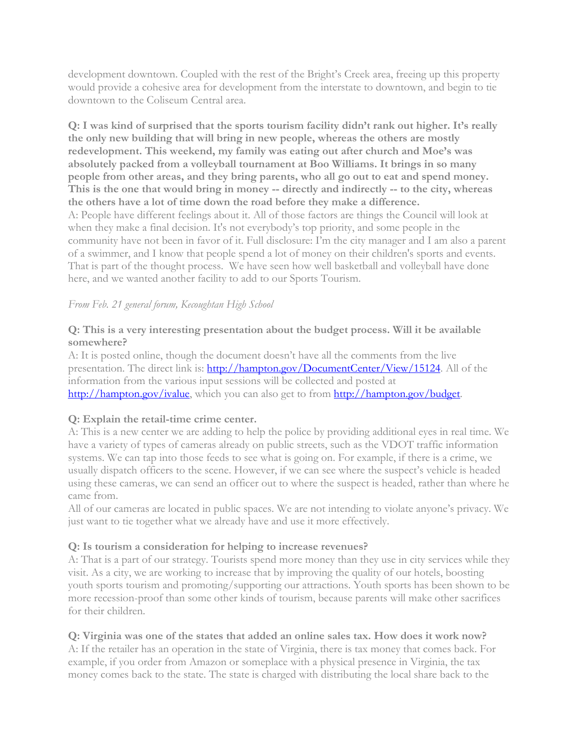development downtown. Coupled with the rest of the Bright's Creek area, freeing up this property would provide a cohesive area for development from the interstate to downtown, and begin to tie downtown to the Coliseum Central area.

**Q: I was kind of surprised that the sports tourism facility didn't rank out higher. It's really the only new building that will bring in new people, whereas the others are mostly redevelopment. This weekend, my family was eating out after church and Moe's was absolutely packed from a volleyball tournament at Boo Williams. It brings in so many people from other areas, and they bring parents, who all go out to eat and spend money. This is the one that would bring in money -- directly and indirectly -- to the city, whereas the others have a lot of time down the road before they make a difference.**
A: People have different feelings about it. All of those factors are things the Council will look at when they make a final decision. It's not everybody's top priority, and some people in the community have not been in favor of it. Full disclosure: I'm the city manager and I am also a parent of a swimmer, and I know that people spend a lot of money on their children's sports and events. That is part of the thought process. We have seen how well basketball and volleyball have done here, and we wanted another facility to add to our Sports Tourism.

*From Feb. 21 general forum, Kecoughtan High School*

**Q: This is a very interesting presentation about the budget process. Will it be available somewhere?**
A: It is posted online, though the document doesn't have all the comments from the live presentation. The direct link is: [http://hampton.gov/DocumentCenter/View/15124](http://hampton.gov/DocumentCenter/View/15124). All of the information from the various input sessions will be collected and posted at [http://hampton.gov/ivalue](http://hampton.gov/ivalue), which you can also get to from [http://hampton.gov/budget](http://hampton.gov/budget).

**Q: Explain the retail-time crime center.**
A: This is a new center we are adding to help the police by providing additional eyes in real time. We have a variety of types of cameras already on public streets, such as the VDOT traffic information systems. We can tap into those feeds to see what is going on. For example, if there is a crime, we usually dispatch officers to the scene. However, if we can see where the suspect's vehicle is headed using these cameras, we can send an officer out to where the suspect is headed, rather than where he came from.
All of our cameras are located in public spaces. We are not intending to violate anyone's privacy. We just want to tie together what we already have and use it more effectively.

**Q: Is tourism a consideration for helping to increase revenues?**
A: That is a part of our strategy. Tourists spend more money than they use in city services while they visit. As a city, we are working to increase that by improving the quality of our hotels, boosting youth sports tourism and promoting/supporting our attractions. Youth sports has been shown to be more recession-proof than some other kinds of tourism, because parents will make other sacrifices for their children.

**Q: Virginia was one of the states that added an online sales tax. How does it work now?**
A: If the retailer has an operation in the state of Virginia, there is tax money that comes back. For example, if you order from Amazon or someplace with a physical presence in Virginia, the tax money comes back to the state. The state is charged with distributing the local share back to the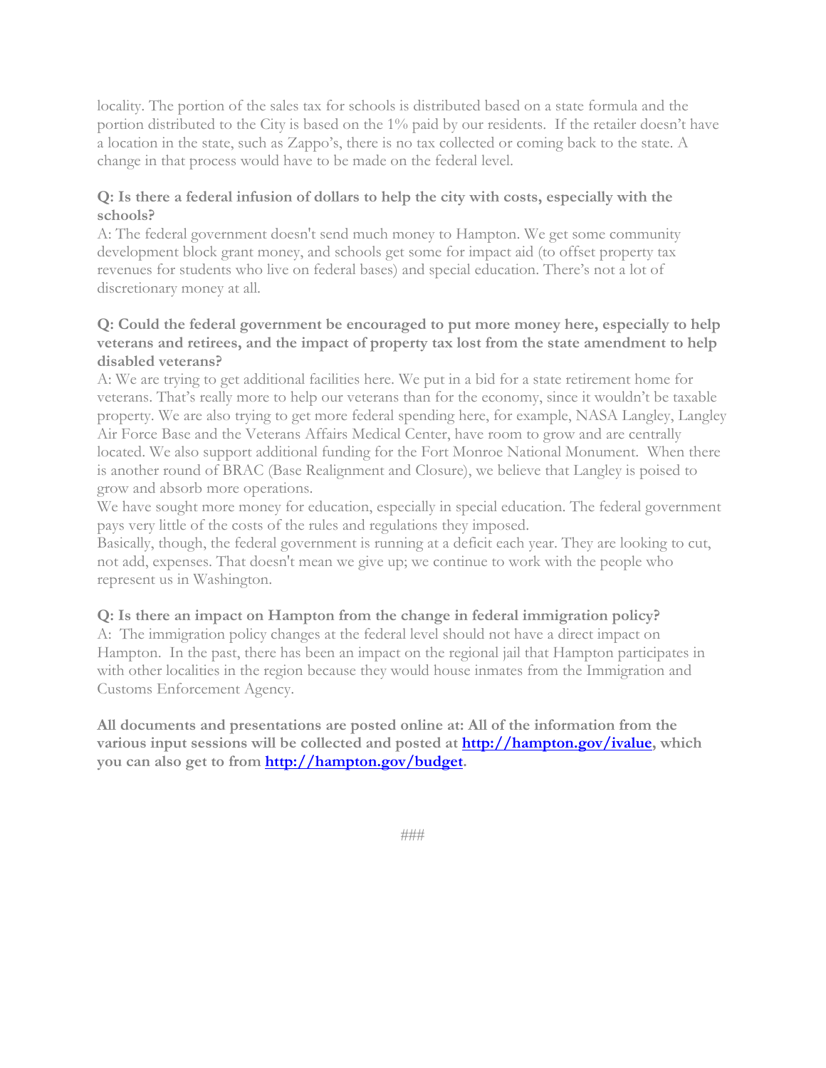locality. The portion of the sales tax for schools is distributed based on a state formula and the portion distributed to the City is based on the 1% paid by our residents. If the retailer doesn't have a location in the state, such as Zappo's, there is no tax collected or coming back to the state. A change in that process would have to be made on the federal level.

**Q: Is there a federal infusion of dollars to help the city with costs, especially with the schools?**
A: The federal government doesn't send much money to Hampton. We get some community development block grant money, and schools get some for impact aid (to offset property tax revenues for students who live on federal bases) and special education. There's not a lot of discretionary money at all.

**Q: Could the federal government be encouraged to put more money here, especially to help veterans and retirees, and the impact of property tax lost from the state amendment to help disabled veterans?**
A: We are trying to get additional facilities here. We put in a bid for a state retirement home for veterans. That's really more to help our veterans than for the economy, since it wouldn't be taxable property. We are also trying to get more federal spending here, for example, NASA Langley, Langley Air Force Base and the Veterans Affairs Medical Center, have room to grow and are centrally located. We also support additional funding for the Fort Monroe National Monument. When there is another round of BRAC (Base Realignment and Closure), we believe that Langley is poised to grow and absorb more operations.
We have sought more money for education, especially in special education. The federal government pays very little of the costs of the rules and regulations they imposed.
Basically, though, the federal government is running at a deficit each year. They are looking to cut, not add, expenses. That doesn't mean we give up; we continue to work with the people who represent us in Washington.

**Q: Is there an impact on Hampton from the change in federal immigration policy?**
A: The immigration policy changes at the federal level should not have a direct impact on Hampton. In the past, there has been an impact on the regional jail that Hampton participates in with other localities in the region because they would house inmates from the Immigration and Customs Enforcement Agency.

**All documents and presentations are posted online at: All of the information from the various input sessions will be collected and posted at [http://hampton.gov/ivalue](http://hampton.gov/ivalue), which you can also get to from [http://hampton.gov/budget](http://hampton.gov/budget).**

###